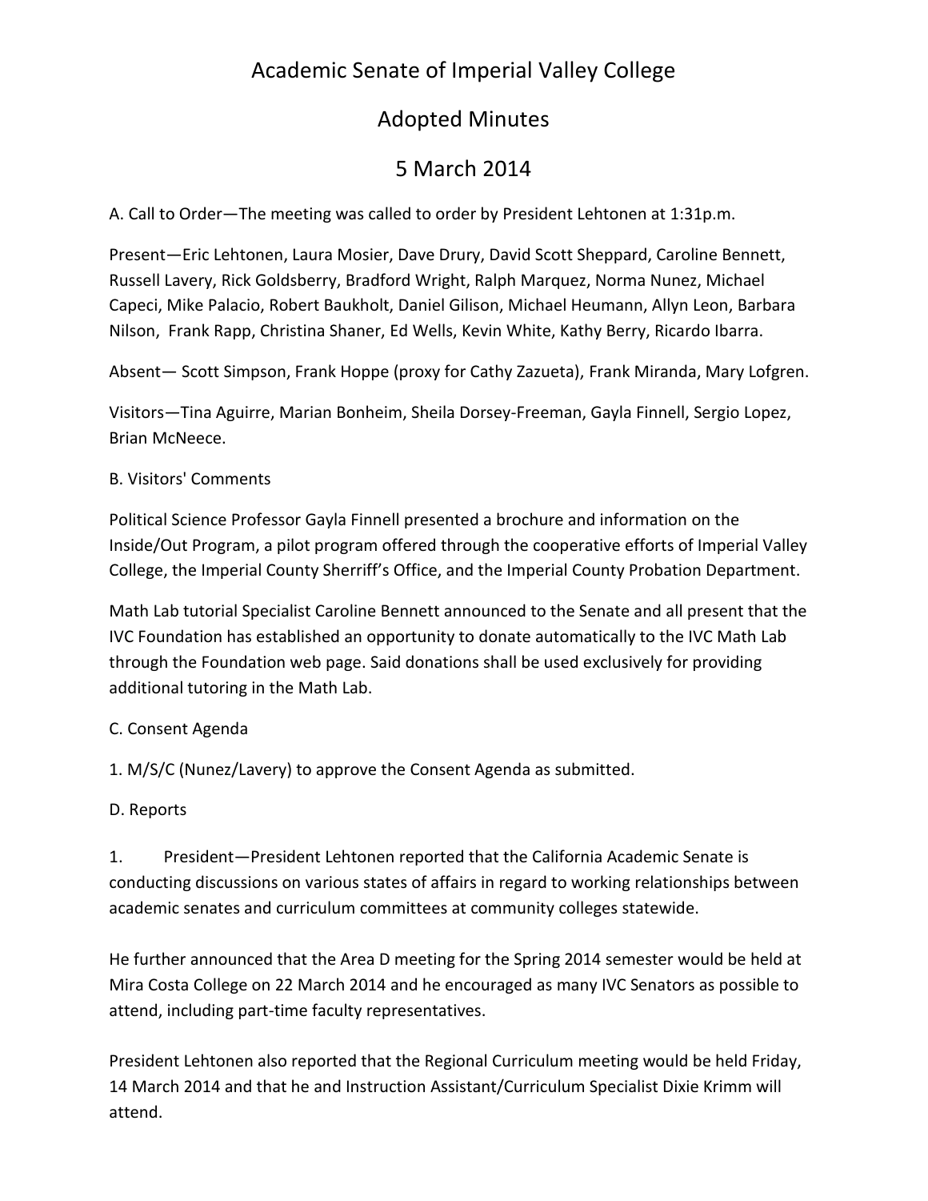# Academic Senate of Imperial Valley College

## Adopted Minutes

## 5 March 2014

A. Call to Order—The meeting was called to order by President Lehtonen at 1:31p.m.

Present—Eric Lehtonen, Laura Mosier, Dave Drury, David Scott Sheppard, Caroline Bennett, Russell Lavery, Rick Goldsberry, Bradford Wright, Ralph Marquez, Norma Nunez, Michael Capeci, Mike Palacio, Robert Baukholt, Daniel Gilison, Michael Heumann, Allyn Leon, Barbara Nilson, Frank Rapp, Christina Shaner, Ed Wells, Kevin White, Kathy Berry, Ricardo Ibarra.

Absent— Scott Simpson, Frank Hoppe (proxy for Cathy Zazueta), Frank Miranda, Mary Lofgren.

Visitors—Tina Aguirre, Marian Bonheim, Sheila Dorsey-Freeman, Gayla Finnell, Sergio Lopez, Brian McNeece.

B. Visitors' Comments

Political Science Professor Gayla Finnell presented a brochure and information on the Inside/Out Program, a pilot program offered through the cooperative efforts of Imperial Valley College, the Imperial County Sherriff's Office, and the Imperial County Probation Department.

Math Lab tutorial Specialist Caroline Bennett announced to the Senate and all present that the IVC Foundation has established an opportunity to donate automatically to the IVC Math Lab through the Foundation web page. Said donations shall be used exclusively for providing additional tutoring in the Math Lab.

C. Consent Agenda

1. M/S/C (Nunez/Lavery) to approve the Consent Agenda as submitted.

D. Reports

1. President—President Lehtonen reported that the California Academic Senate is conducting discussions on various states of affairs in regard to working relationships between academic senates and curriculum committees at community colleges statewide.

He further announced that the Area D meeting for the Spring 2014 semester would be held at Mira Costa College on 22 March 2014 and he encouraged as many IVC Senators as possible to attend, including part-time faculty representatives.

President Lehtonen also reported that the Regional Curriculum meeting would be held Friday, 14 March 2014 and that he and Instruction Assistant/Curriculum Specialist Dixie Krimm will attend.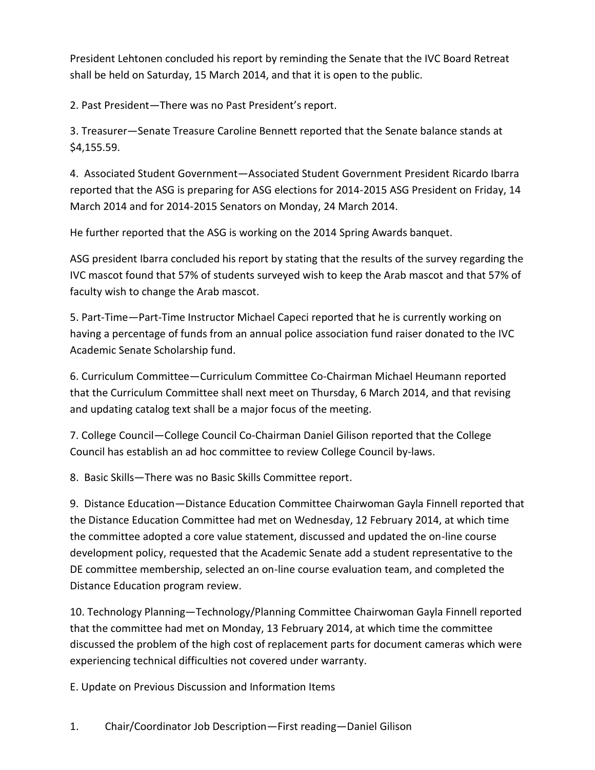President Lehtonen concluded his report by reminding the Senate that the IVC Board Retreat shall be held on Saturday, 15 March 2014, and that it is open to the public.

2. Past President—There was no Past President's report.

3. Treasurer—Senate Treasure Caroline Bennett reported that the Senate balance stands at $4,155.59.

4. Associated Student Government—Associated Student Government President Ricardo Ibarra reported that the ASG is preparing for ASG elections for 2014-2015 ASG President on Friday, 14 March 2014 and for 2014-2015 Senators on Monday, 24 March 2014.

He further reported that the ASG is working on the 2014 Spring Awards banquet.

ASG president Ibarra concluded his report by stating that the results of the survey regarding the IVC mascot found that 57% of students surveyed wish to keep the Arab mascot and that 57% of faculty wish to change the Arab mascot.

5. Part-Time—Part-Time Instructor Michael Capeci reported that he is currently working on having a percentage of funds from an annual police association fund raiser donated to the IVC Academic Senate Scholarship fund.

6. Curriculum Committee—Curriculum Committee Co-Chairman Michael Heumann reported that the Curriculum Committee shall next meet on Thursday, 6 March 2014, and that revising and updating catalog text shall be a major focus of the meeting.

7. College Council—College Council Co-Chairman Daniel Gilison reported that the College Council has establish an ad hoc committee to review College Council by-laws.

8. Basic Skills—There was no Basic Skills Committee report.

9. Distance Education—Distance Education Committee Chairwoman Gayla Finnell reported that the Distance Education Committee had met on Wednesday, 12 February 2014, at which time the committee adopted a core value statement, discussed and updated the on-line course development policy, requested that the Academic Senate add a student representative to the DE committee membership, selected an on-line course evaluation team, and completed the Distance Education program review.

10. Technology Planning—Technology/Planning Committee Chairwoman Gayla Finnell reported that the committee had met on Monday, 13 February 2014, at which time the committee discussed the problem of the high cost of replacement parts for document cameras which were experiencing technical difficulties not covered under warranty.

E. Update on Previous Discussion and Information Items

1. Chair/Coordinator Job Description—First reading—Daniel Gilison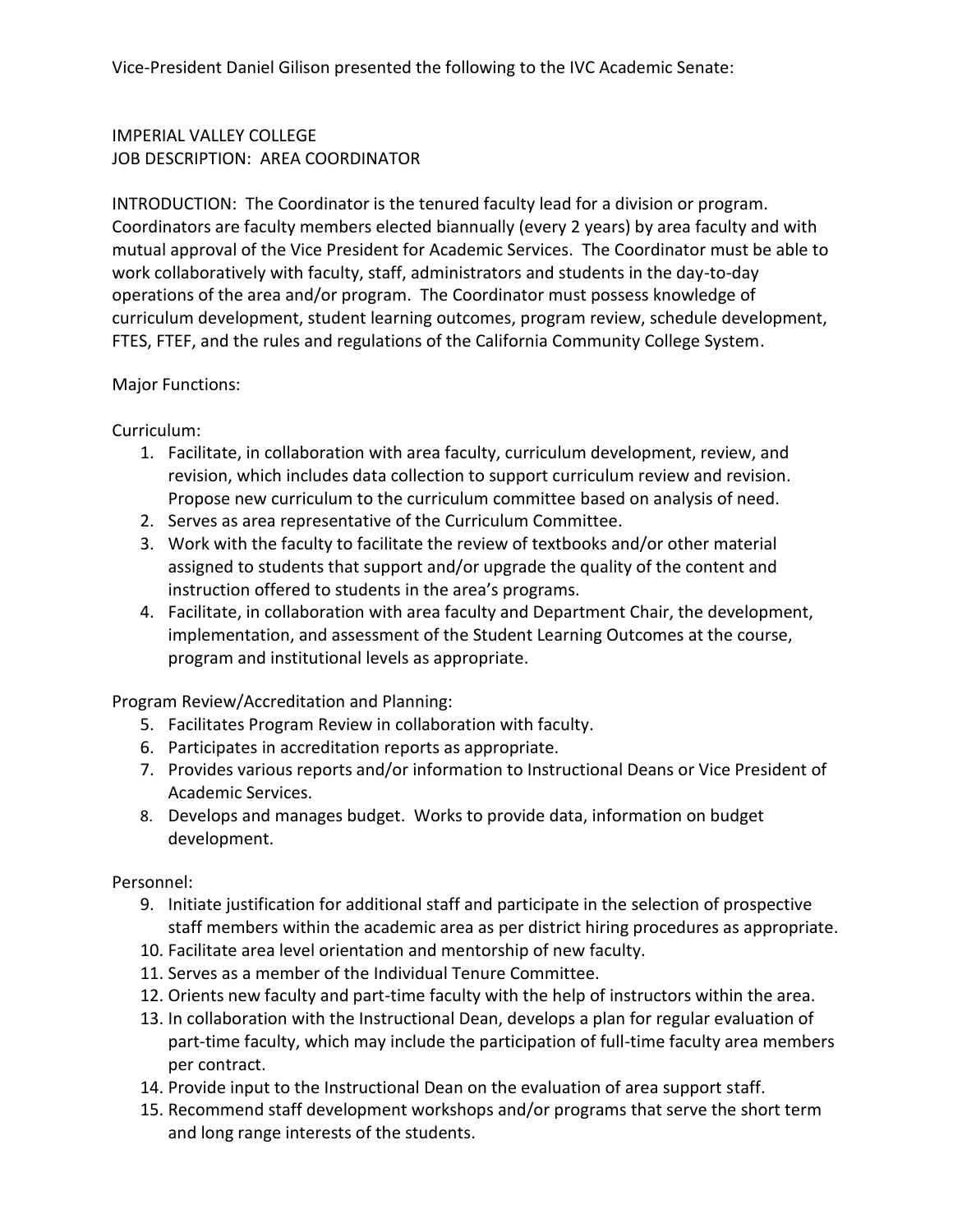Vice-President Daniel Gilison presented the following to the IVC Academic Senate:

IMPERIAL VALLEY COLLEGE
JOB DESCRIPTION: AREA COORDINATOR

INTRODUCTION: The Coordinator is the tenured faculty lead for a division or program. Coordinators are faculty members elected biannually (every 2 years) by area faculty and with mutual approval of the Vice President for Academic Services. The Coordinator must be able to work collaboratively with faculty, staff, administrators and students in the day-to-day operations of the area and/or program. The Coordinator must possess knowledge of curriculum development, student learning outcomes, program review, schedule development, FTES, FTEF, and the rules and regulations of the California Community College System.

Major Functions:

Curriculum:

1. Facilitate, in collaboration with area faculty, curriculum development, review, and revision, which includes data collection to support curriculum review and revision. Propose new curriculum to the curriculum committee based on analysis of need.
2. Serves as area representative of the Curriculum Committee.
3. Work with the faculty to facilitate the review of textbooks and/or other material assigned to students that support and/or upgrade the quality of the content and instruction offered to students in the area's programs.
4. Facilitate, in collaboration with area faculty and Department Chair, the development, implementation, and assessment of the Student Learning Outcomes at the course, program and institutional levels as appropriate.

Program Review/Accreditation and Planning:

5. Facilitates Program Review in collaboration with faculty.
6. Participates in accreditation reports as appropriate.
7. Provides various reports and/or information to Instructional Deans or Vice President of Academic Services.
8. Develops and manages budget. Works to provide data, information on budget development.

Personnel:

9. Initiate justification for additional staff and participate in the selection of prospective staff members within the academic area as per district hiring procedures as appropriate.
10. Facilitate area level orientation and mentorship of new faculty.
11. Serves as a member of the Individual Tenure Committee.
12. Orients new faculty and part-time faculty with the help of instructors within the area.
13. In collaboration with the Instructional Dean, develops a plan for regular evaluation of part-time faculty, which may include the participation of full-time faculty area members per contract.
14. Provide input to the Instructional Dean on the evaluation of area support staff.
15. Recommend staff development workshops and/or programs that serve the short term and long range interests of the students.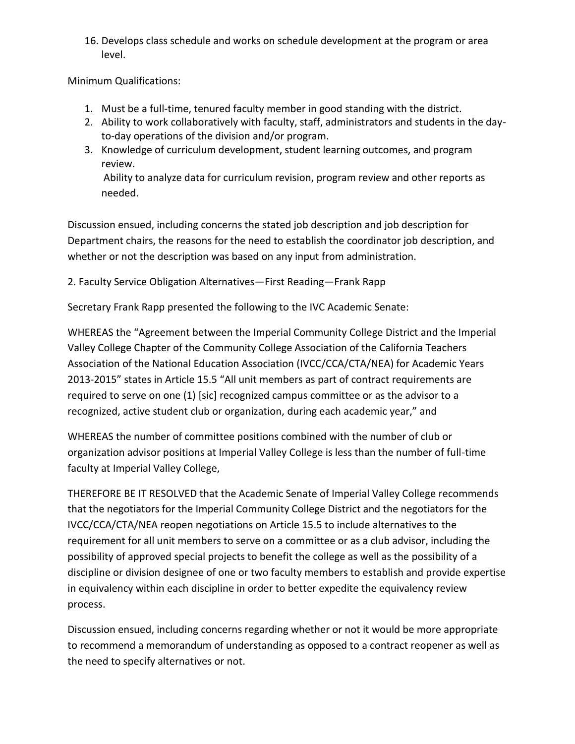16. Develops class schedule and works on schedule development at the program or area level.

Minimum Qualifications:

1. Must be a full-time, tenured faculty member in good standing with the district.
2. Ability to work collaboratively with faculty, staff, administrators and students in the day-to-day operations of the division and/or program.
3. Knowledge of curriculum development, student learning outcomes, and program review.
   Ability to analyze data for curriculum revision, program review and other reports as needed.

Discussion ensued, including concerns the stated job description and job description for Department chairs, the reasons for the need to establish the coordinator job description, and whether or not the description was based on any input from administration.

2. Faculty Service Obligation Alternatives—First Reading—Frank Rapp

Secretary Frank Rapp presented the following to the IVC Academic Senate:

WHEREAS the "Agreement between the Imperial Community College District and the Imperial Valley College Chapter of the Community College Association of the California Teachers Association of the National Education Association (IVCC/CCA/CTA/NEA) for Academic Years 2013-2015" states in Article 15.5 "All unit members as part of contract requirements are required to serve on one (1) [sic] recognized campus committee or as the advisor to a recognized, active student club or organization, during each academic year," and

WHEREAS the number of committee positions combined with the number of club or organization advisor positions at Imperial Valley College is less than the number of full-time faculty at Imperial Valley College,

THEREFORE BE IT RESOLVED that the Academic Senate of Imperial Valley College recommends that the negotiators for the Imperial Community College District and the negotiators for the IVCC/CCA/CTA/NEA reopen negotiations on Article 15.5 to include alternatives to the requirement for all unit members to serve on a committee or as a club advisor, including the possibility of approved special projects to benefit the college as well as the possibility of a discipline or division designee of one or two faculty members to establish and provide expertise in equivalency within each discipline in order to better expedite the equivalency review process.

Discussion ensued, including concerns regarding whether or not it would be more appropriate to recommend a memorandum of understanding as opposed to a contract reopener as well as the need to specify alternatives or not.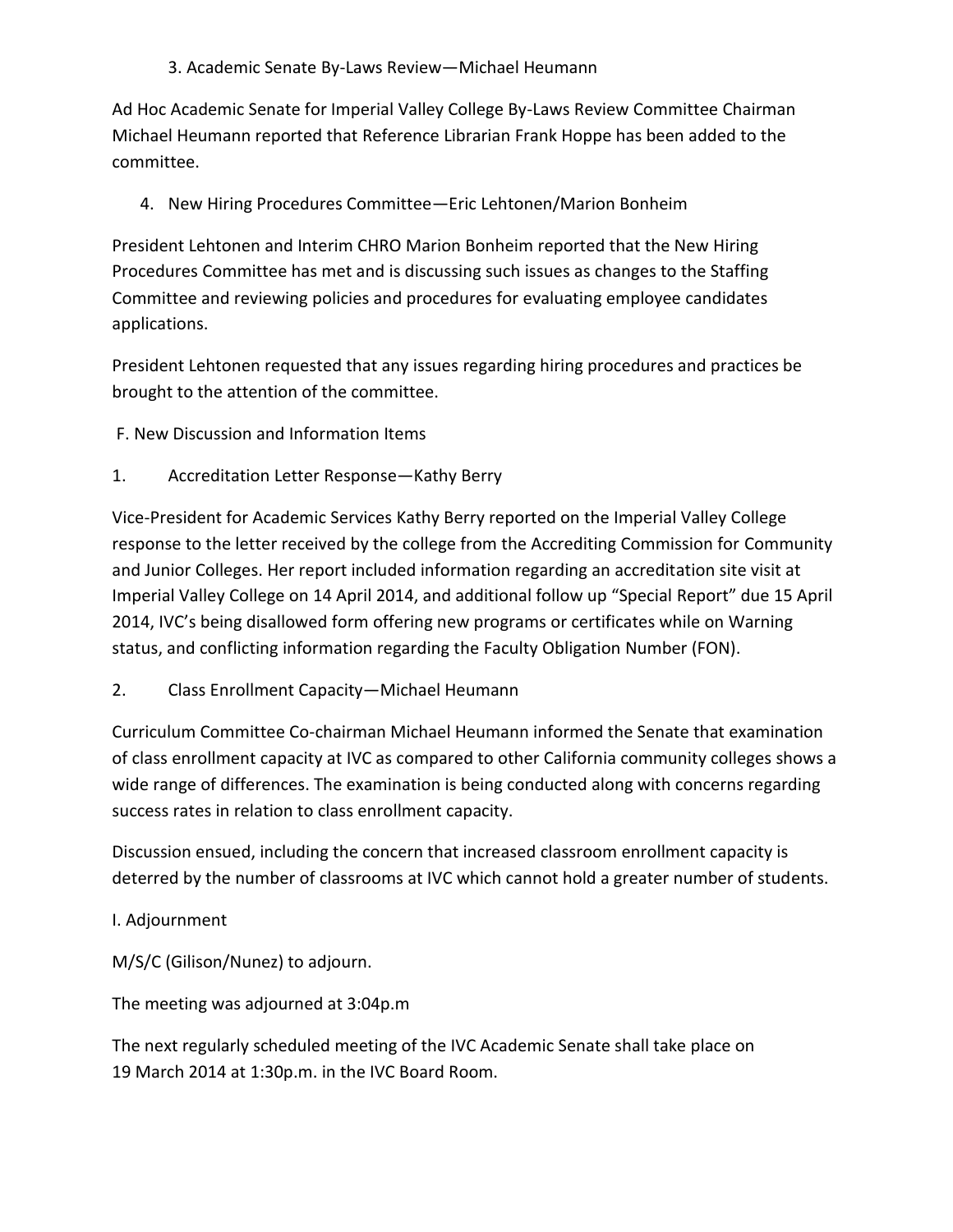3. Academic Senate By-Laws Review—Michael Heumann

Ad Hoc Academic Senate for Imperial Valley College By-Laws Review Committee Chairman Michael Heumann reported that Reference Librarian Frank Hoppe has been added to the committee.

4. New Hiring Procedures Committee—Eric Lehtonen/Marion Bonheim

President Lehtonen and Interim CHRO Marion Bonheim reported that the New Hiring Procedures Committee has met and is discussing such issues as changes to the Staffing Committee and reviewing policies and procedures for evaluating employee candidates applications.

President Lehtonen requested that any issues regarding hiring procedures and practices be brought to the attention of the committee.

F. New Discussion and Information Items

1. Accreditation Letter Response—Kathy Berry

Vice-President for Academic Services Kathy Berry reported on the Imperial Valley College response to the letter received by the college from the Accrediting Commission for Community and Junior Colleges. Her report included information regarding an accreditation site visit at Imperial Valley College on 14 April 2014, and additional follow up "Special Report" due 15 April 2014, IVC's being disallowed form offering new programs or certificates while on Warning status, and conflicting information regarding the Faculty Obligation Number (FON).

2. Class Enrollment Capacity—Michael Heumann

Curriculum Committee Co-chairman Michael Heumann informed the Senate that examination of class enrollment capacity at IVC as compared to other California community colleges shows a wide range of differences. The examination is being conducted along with concerns regarding success rates in relation to class enrollment capacity.

Discussion ensued, including the concern that increased classroom enrollment capacity is deterred by the number of classrooms at IVC which cannot hold a greater number of students.

I. Adjournment

M/S/C (Gilison/Nunez) to adjourn.

The meeting was adjourned at 3:04p.m

The next regularly scheduled meeting of the IVC Academic Senate shall take place on 19 March 2014 at 1:30p.m. in the IVC Board Room.